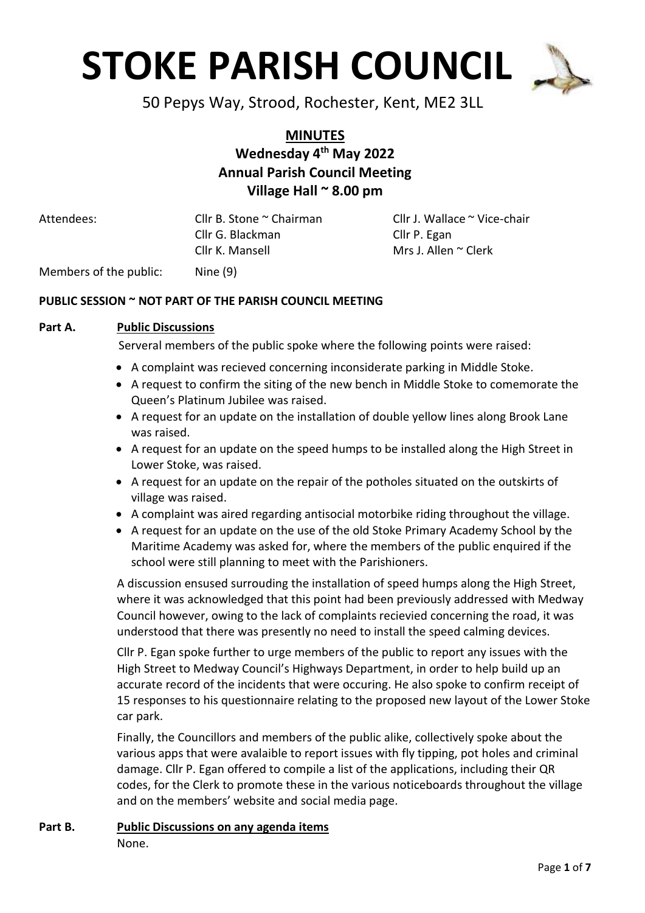# STOKE PARISH COUNCIL

50 Pepys Way, Strood, Rochester, Kent, ME2 3LL

## MINUTES

### Wednesday 4th May 2022
### Annual Parish Council Meeting
### Village Hall ~ 8.00 pm

| Attendees: | Cllr B. Stone ~ Chairman | Cllr J. Wallace ~ Vice-chair |
|---|---|---|
| | Cllr G. Blackman | Cllr P. Egan |
| | Cllr K. Mansell | Mrs J. Allen ~ Clerk |

Members of the public: Nine (9)

**PUBLIC SESSION ~ NOT PART OF THE PARISH COUNCIL MEETING**

**Part A. Public Discussions**

Serveral members of the public spoke where the following points were raised:

- A complaint was recieved concerning inconsiderate parking in Middle Stoke.
- A request to confirm the siting of the new bench in Middle Stoke to comemorate the Queen's Platinum Jubilee was raised.
- A request for an update on the installation of double yellow lines along Brook Lane was raised.
- A request for an update on the speed humps to be installed along the High Street in Lower Stoke, was raised.
- A request for an update on the repair of the potholes situated on the outskirts of village was raised.
- A complaint was aired regarding antisocial motorbike riding throughout the village.
- A request for an update on the use of the old Stoke Primary Academy School by the Maritime Academy was asked for, where the members of the public enquired if the school were still planning to meet with the Parishioners.

A discussion ensused surrouding the installation of speed humps along the High Street, where it was acknowledged that this point had been previously addressed with Medway Council however, owing to the lack of complaints recievied concerning the road, it was understood that there was presently no need to install the speed calming devices.

Cllr P. Egan spoke further to urge members of the public to report any issues with the High Street to Medway Council's Highways Department, in order to help build up an accurate record of the incidents that were occuring. He also spoke to confirm receipt of 15 responses to his questionnaire relating to the proposed new layout of the Lower Stoke car park.

Finally, the Councillors and members of the public alike, collectively spoke about the various apps that were avalaible to report issues with fly tipping, pot holes and criminal damage. Cllr P. Egan offered to compile a list of the applications, including their QR codes, for the Clerk to promote these in the various noticeboards throughout the village and on the members' website and social media page.

**Part B. Public Discussions on any agenda items**

None.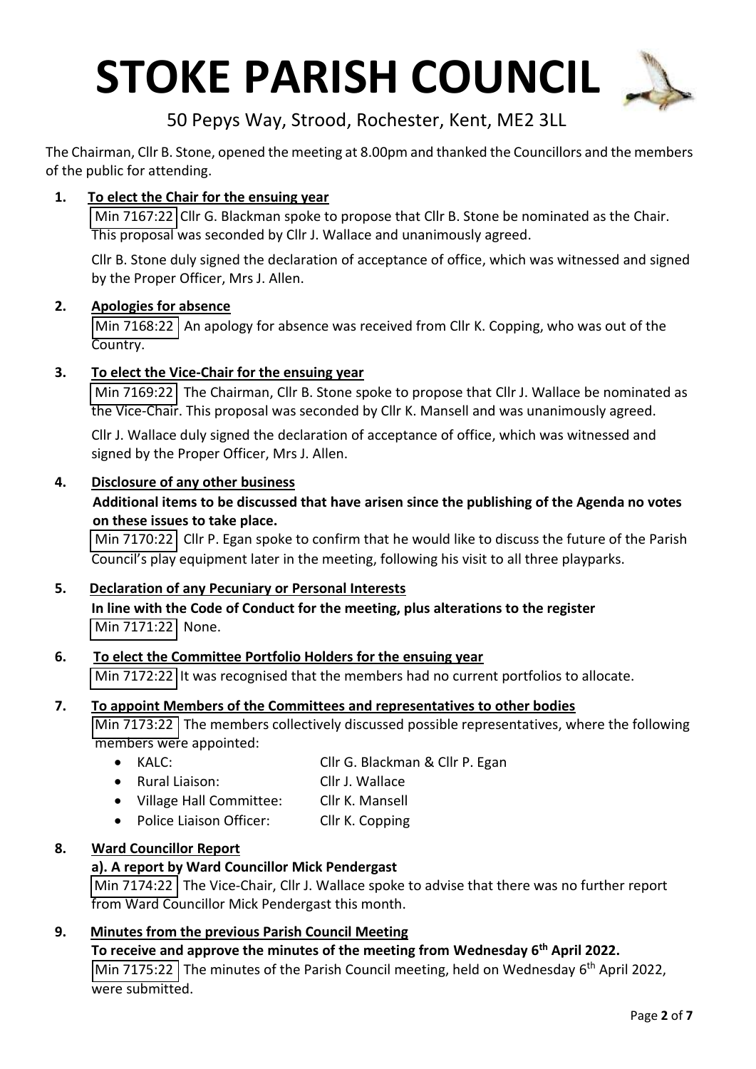# STOKE PARISH COUNCIL

50 Pepys Way, Strood, Rochester, Kent, ME2 3LL

The Chairman, Cllr B. Stone, opened the meeting at 8.00pm and thanked the Councillors and the members of the public for attending.

1. **To elect the Chair for the ensuing year**

   Min 7167:22 Cllr G. Blackman spoke to propose that Cllr B. Stone be nominated as the Chair. This proposal was seconded by Cllr J. Wallace and unanimously agreed.

   Cllr B. Stone duly signed the declaration of acceptance of office, which was witnessed and signed by the Proper Officer, Mrs J. Allen.

2. **Apologies for absence**

   Min 7168:22 An apology for absence was received from Cllr K. Copping, who was out of the Country.

3. **To elect the Vice-Chair for the ensuing year**

   Min 7169:22 The Chairman, Cllr B. Stone spoke to propose that Cllr J. Wallace be nominated as the Vice-Chair. This proposal was seconded by Cllr K. Mansell and was unanimously agreed.

   Cllr J. Wallace duly signed the declaration of acceptance of office, which was witnessed and signed by the Proper Officer, Mrs J. Allen.

4. **Disclosure of any other business**

   **Additional items to be discussed that have arisen since the publishing of the Agenda no votes on these issues to take place.**

   Min 7170:22 Cllr P. Egan spoke to confirm that he would like to discuss the future of the Parish Council's play equipment later in the meeting, following his visit to all three playparks.

5. **Declaration of any Pecuniary or Personal Interests**

   **In line with the Code of Conduct for the meeting, plus alterations to the register**

   Min 7171:22 None.

6. **To elect the Committee Portfolio Holders for the ensuing year**

   Min 7172:22 It was recognised that the members had no current portfolios to allocate.

7. **To appoint Members of the Committees and representatives to other bodies**

   Min 7173:22 The members collectively discussed possible representatives, where the following members were appointed:

   - KALC: Cllr G. Blackman & Cllr P. Egan
   - Rural Liaison: Cllr J. Wallace
   - Village Hall Committee: Cllr K. Mansell
   - Police Liaison Officer: Cllr K. Copping

8. **Ward Councillor Report**

   **a). A report by Ward Councillor Mick Pendergast**

   Min 7174:22 The Vice-Chair, Cllr J. Wallace spoke to advise that there was no further report from Ward Councillor Mick Pendergast this month.

9. **Minutes from the previous Parish Council Meeting**

   **To receive and approve the minutes of the meeting from Wednesday 6th April 2022.**

   Min 7175:22 The minutes of the Parish Council meeting, held on Wednesday 6th April 2022, were submitted.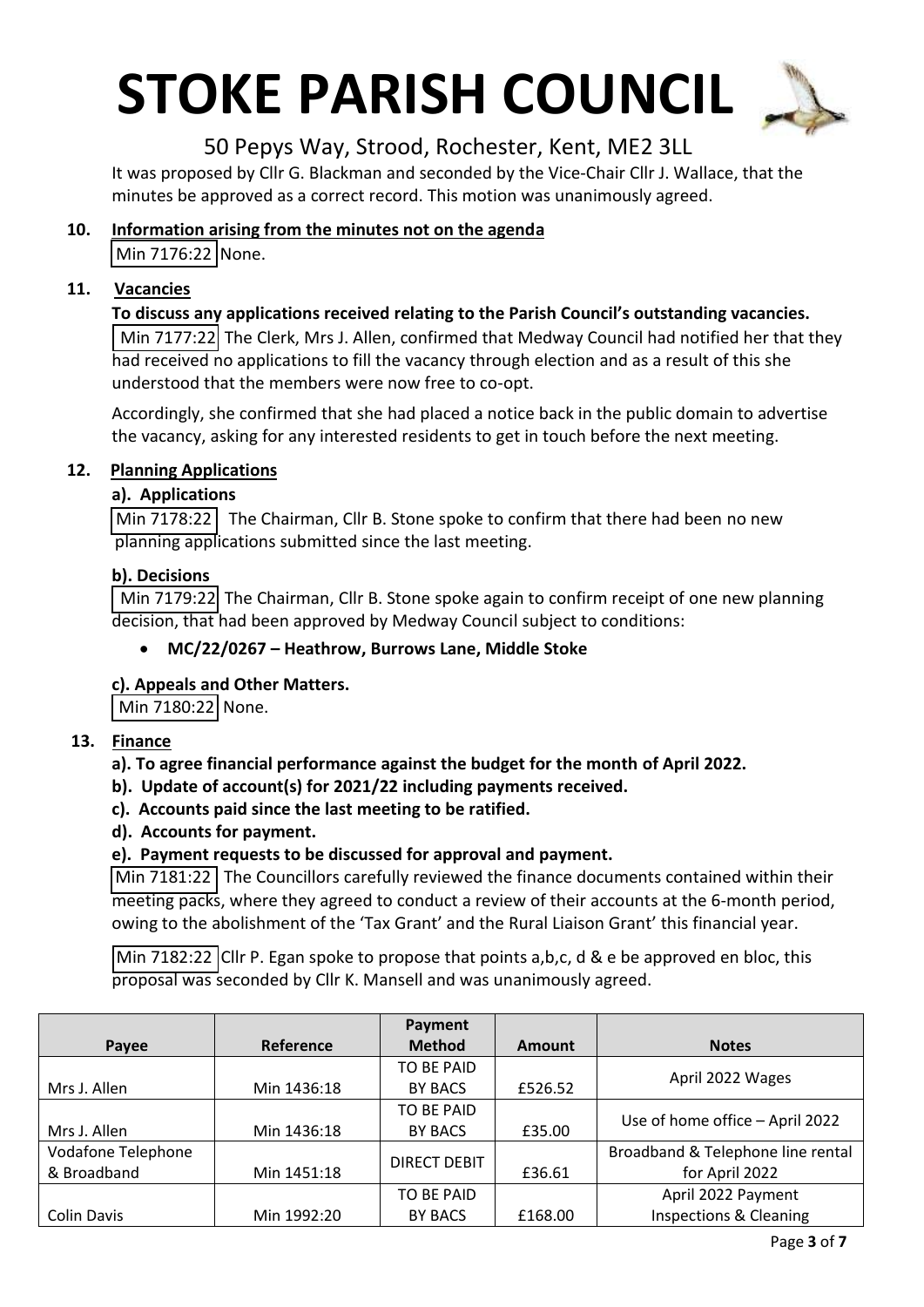# STOKE PARISH COUNCIL

50 Pepys Way, Strood, Rochester, Kent, ME2 3LL

It was proposed by Cllr G. Blackman and seconded by the Vice-Chair Cllr J. Wallace, that the minutes be approved as a correct record. This motion was unanimously agreed.

**10. Information arising from the minutes not on the agenda**

Min 7176:22 None.

**11. Vacancies**

**To discuss any applications received relating to the Parish Council's outstanding vacancies.**

Min 7177:22 The Clerk, Mrs J. Allen, confirmed that Medway Council had notified her that they had received no applications to fill the vacancy through election and as a result of this she understood that the members were now free to co-opt.

Accordingly, she confirmed that she had placed a notice back in the public domain to advertise the vacancy, asking for any interested residents to get in touch before the next meeting.

**12. Planning Applications**

**a). Applications**

Min 7178:22 The Chairman, Cllr B. Stone spoke to confirm that there had been no new planning applications submitted since the last meeting.

**b). Decisions**

Min 7179:22 The Chairman, Cllr B. Stone spoke again to confirm receipt of one new planning decision, that had been approved by Medway Council subject to conditions:

- **MC/22/0267 – Heathrow, Burrows Lane, Middle Stoke**

**c). Appeals and Other Matters.**

Min 7180:22 None.

**13. Finance**

**a). To agree financial performance against the budget for the month of April 2022.**

**b). Update of account(s) for 2021/22 including payments received.**

**c). Accounts paid since the last meeting to be ratified.**

**d). Accounts for payment.**

**e). Payment requests to be discussed for approval and payment.**

Min 7181:22 The Councillors carefully reviewed the finance documents contained within their meeting packs, where they agreed to conduct a review of their accounts at the 6-month period, owing to the abolishment of the 'Tax Grant' and the Rural Liaison Grant' this financial year.

Min 7182:22 Cllr P. Egan spoke to propose that points a,b,c, d & e be approved en bloc, this proposal was seconded by Cllr K. Mansell and was unanimously agreed.

| Payee | Reference | Payment Method | Amount | Notes |
|---|---|---|---|---|
| Mrs J. Allen | Min 1436:18 | TO BE PAID BY BACS | £526.52 | April 2022 Wages |
| Mrs J. Allen | Min 1436:18 | TO BE PAID BY BACS | £35.00 | Use of home office – April 2022 |
| Vodafone Telephone & Broadband | Min 1451:18 | DIRECT DEBIT | £36.61 | Broadband & Telephone line rental for April 2022 |
| Colin Davis | Min 1992:20 | TO BE PAID BY BACS | £168.00 | April 2022 Payment Inspections & Cleaning |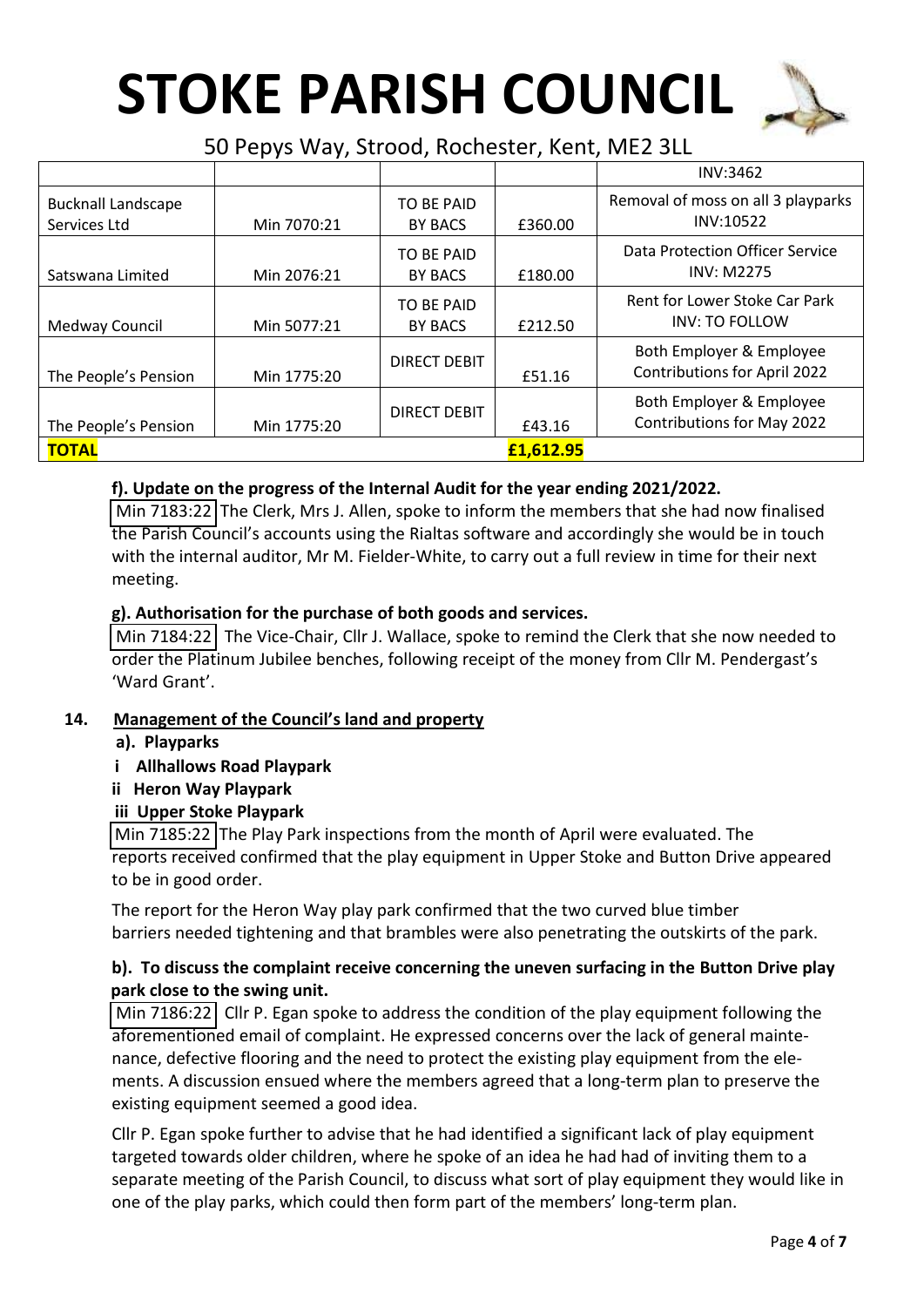# STOKE PARISH COUNCIL

50 Pepys Way, Strood, Rochester, Kent, ME2 3LL

| | | | | |
|---|---|---|---|---|
| | | | | INV:3462 |
| Bucknall Landscape Services Ltd | Min 7070:21 | TO BE PAID BY BACS | £360.00 | Removal of moss on all 3 playparks INV:10522 |
| Satswana Limited | Min 2076:21 | TO BE PAID BY BACS | £180.00 | Data Protection Officer Service INV: M2275 |
| Medway Council | Min 5077:21 | TO BE PAID BY BACS | £212.50 | Rent for Lower Stoke Car Park INV: TO FOLLOW |
| The People's Pension | Min 1775:20 | DIRECT DEBIT | £51.16 | Both Employer & Employee Contributions for April 2022 |
| The People's Pension | Min 1775:20 | DIRECT DEBIT | £43.16 | Both Employer & Employee Contributions for May 2022 |
| **TOTAL** | | | **£1,612.95** | |

**f). Update on the progress of the Internal Audit for the year ending 2021/2022.**

Min 7183:22 The Clerk, Mrs J. Allen, spoke to inform the members that she had now finalised the Parish Council's accounts using the Rialtas software and accordingly she would be in touch with the internal auditor, Mr M. Fielder-White, to carry out a full review in time for their next meeting.

**g). Authorisation for the purchase of both goods and services.**

Min 7184:22 The Vice-Chair, Cllr J. Wallace, spoke to remind the Clerk that she now needed to order the Platinum Jubilee benches, following receipt of the money from Cllr M. Pendergast's 'Ward Grant'.

**14. Management of the Council's land and property**

**a). Playparks**

**i Allhallows Road Playpark**

**ii Heron Way Playpark**

**iii Upper Stoke Playpark**

Min 7185:22 The Play Park inspections from the month of April were evaluated. The reports received confirmed that the play equipment in Upper Stoke and Button Drive appeared to be in good order.

The report for the Heron Way play park confirmed that the two curved blue timber barriers needed tightening and that brambles were also penetrating the outskirts of the park.

**b). To discuss the complaint receive concerning the uneven surfacing in the Button Drive play park close to the swing unit.**

Min 7186:22 Cllr P. Egan spoke to address the condition of the play equipment following the aforementioned email of complaint. He expressed concerns over the lack of general maintenance, defective flooring and the need to protect the existing play equipment from the elements. A discussion ensued where the members agreed that a long-term plan to preserve the existing equipment seemed a good idea.

Cllr P. Egan spoke further to advise that he had identified a significant lack of play equipment targeted towards older children, where he spoke of an idea he had had of inviting them to a separate meeting of the Parish Council, to discuss what sort of play equipment they would like in one of the play parks, which could then form part of the members' long-term plan.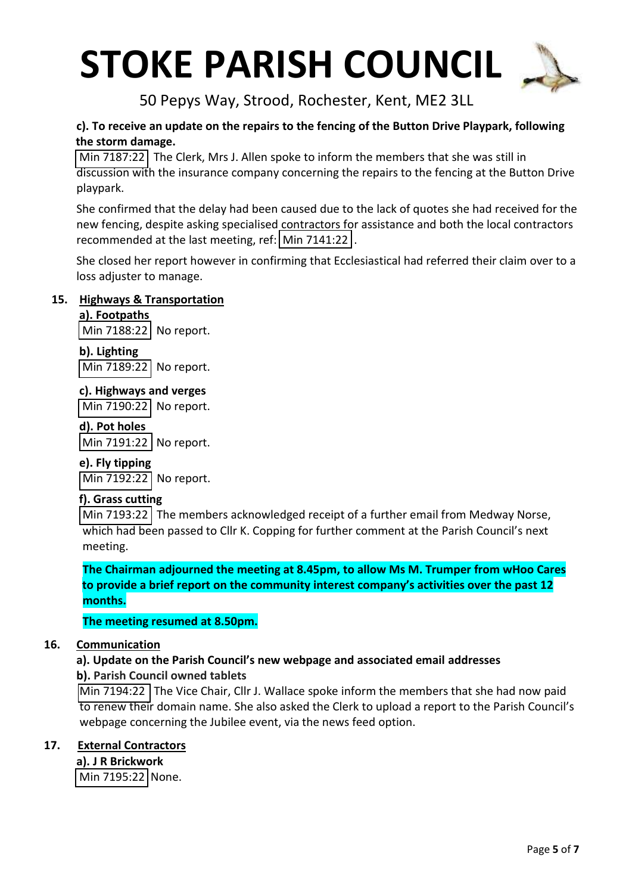**c). To receive an update on the repairs to the fencing of the Button Drive Playpark, following the storm damage.**

Min 7187:22 The Clerk, Mrs J. Allen spoke to inform the members that she was still in discussion with the insurance company concerning the repairs to the fencing at the Button Drive playpark.

She confirmed that the delay had been caused due to the lack of quotes she had received for the new fencing, despite asking specialised contractors for assistance and both the local contractors recommended at the last meeting, ref: Min 7141:22.

She closed her report however in confirming that Ecclesiastical had referred their claim over to a loss adjuster to manage.

**15. Highways & Transportation**

**a). Footpaths**

Min 7188:22 No report.

**b). Lighting**

Min 7189:22 No report.

**c). Highways and verges**

Min 7190:22 No report.

**d). Pot holes**

Min 7191:22 No report.

**e). Fly tipping**

Min 7192:22 No report.

**f). Grass cutting**

Min 7193:22 The members acknowledged receipt of a further email from Medway Norse, which had been passed to Cllr K. Copping for further comment at the Parish Council's next meeting.

**The Chairman adjourned the meeting at 8.45pm, to allow Ms M. Trumper from wHoo Cares to provide a brief report on the community interest company's activities over the past 12 months.**

**The meeting resumed at 8.50pm.**

**16. Communication**

**a). Update on the Parish Council's new webpage and associated email addresses**

**b). Parish Council owned tablets**

Min 7194:22 The Vice Chair, Cllr J. Wallace spoke inform the members that she had now paid to renew their domain name. She also asked the Clerk to upload a report to the Parish Council's webpage concerning the Jubilee event, via the news feed option.

**17. External Contractors**

**a). J R Brickwork**

Min 7195:22 None.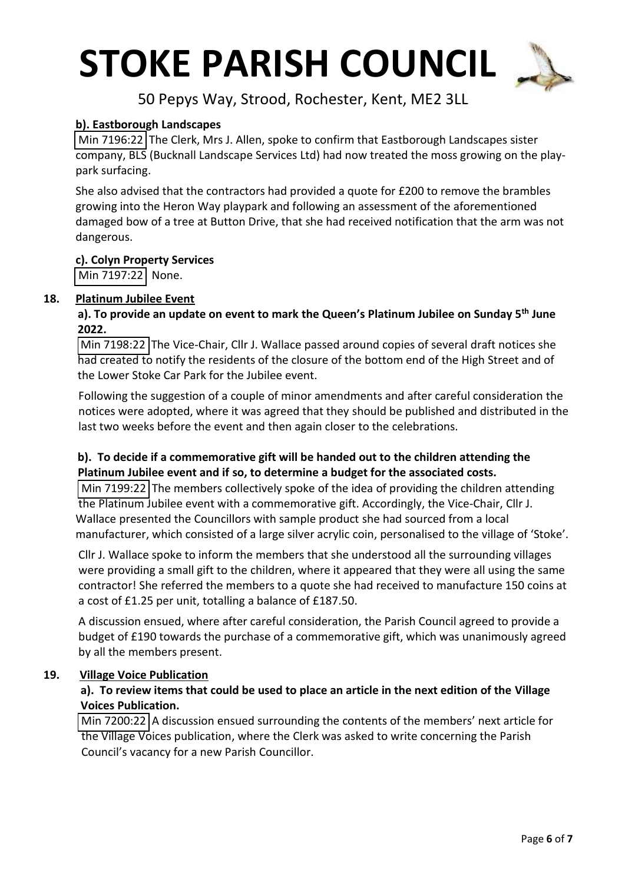**b). Eastborough Landscapes**

Min 7196:22 The Clerk, Mrs J. Allen, spoke to confirm that Eastborough Landscapes sister company, BLS (Bucknall Landscape Services Ltd) had now treated the moss growing on the play-park surfacing.

She also advised that the contractors had provided a quote for £200 to remove the brambles growing into the Heron Way playpark and following an assessment of the aforementioned damaged bow of a tree at Button Drive, that she had received notification that the arm was not dangerous.

**c). Colyn Property Services**

Min 7197:22 None.

**18. Platinum Jubilee Event**

**a). To provide an update on event to mark the Queen's Platinum Jubilee on Sunday 5th June 2022.**

Min 7198:22 The Vice-Chair, Cllr J. Wallace passed around copies of several draft notices she had created to notify the residents of the closure of the bottom end of the High Street and of the Lower Stoke Car Park for the Jubilee event.

Following the suggestion of a couple of minor amendments and after careful consideration the notices were adopted, where it was agreed that they should be published and distributed in the last two weeks before the event and then again closer to the celebrations.

**b). To decide if a commemorative gift will be handed out to the children attending the Platinum Jubilee event and if so, to determine a budget for the associated costs.**

Min 7199:22 The members collectively spoke of the idea of providing the children attending the Platinum Jubilee event with a commemorative gift. Accordingly, the Vice-Chair, Cllr J. Wallace presented the Councillors with sample product she had sourced from a local manufacturer, which consisted of a large silver acrylic coin, personalised to the village of 'Stoke'.

Cllr J. Wallace spoke to inform the members that she understood all the surrounding villages were providing a small gift to the children, where it appeared that they were all using the same contractor! She referred the members to a quote she had received to manufacture 150 coins at a cost of £1.25 per unit, totalling a balance of £187.50.

A discussion ensued, where after careful consideration, the Parish Council agreed to provide a budget of £190 towards the purchase of a commemorative gift, which was unanimously agreed by all the members present.

**19. Village Voice Publication**

**a). To review items that could be used to place an article in the next edition of the Village Voices Publication.**

Min 7200:22 A discussion ensued surrounding the contents of the members' next article for the Village Voices publication, where the Clerk was asked to write concerning the Parish Council's vacancy for a new Parish Councillor.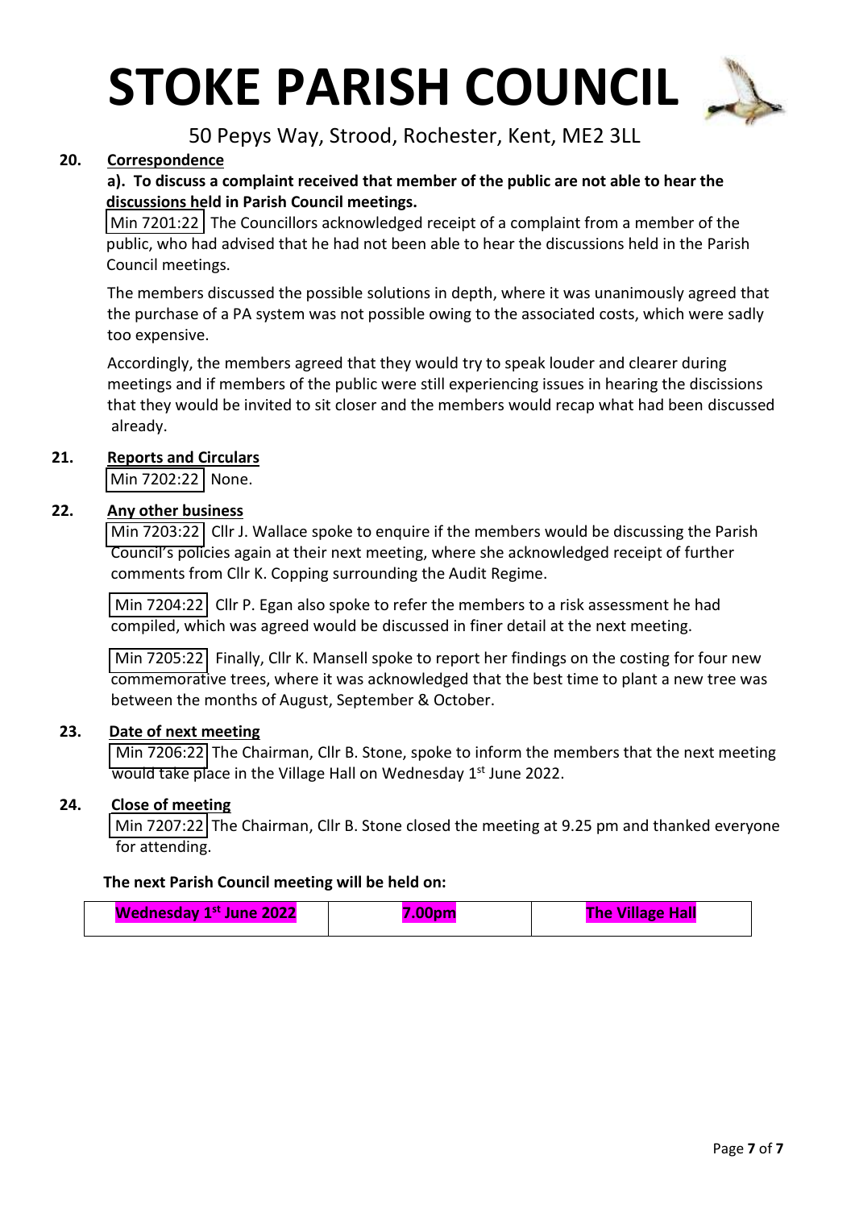# STOKE PARISH COUNCIL

50 Pepys Way, Strood, Rochester, Kent, ME2 3LL

**20. Correspondence**

**a). To discuss a complaint received that member of the public are not able to hear the discussions held in Parish Council meetings.**

Min 7201:22 The Councillors acknowledged receipt of a complaint from a member of the public, who had advised that he had not been able to hear the discussions held in the Parish Council meetings.

The members discussed the possible solutions in depth, where it was unanimously agreed that the purchase of a PA system was not possible owing to the associated costs, which were sadly too expensive.

Accordingly, the members agreed that they would try to speak louder and clearer during meetings and if members of the public were still experiencing issues in hearing the discissions that they would be invited to sit closer and the members would recap what had been discussed already.

**21. Reports and Circulars**

Min 7202:22 None.

**22. Any other business**

Min 7203:22 Cllr J. Wallace spoke to enquire if the members would be discussing the Parish Council's policies again at their next meeting, where she acknowledged receipt of further comments from Cllr K. Copping surrounding the Audit Regime.

Min 7204:22 Cllr P. Egan also spoke to refer the members to a risk assessment he had compiled, which was agreed would be discussed in finer detail at the next meeting.

Min 7205:22 Finally, Cllr K. Mansell spoke to report her findings on the costing for four new commemorative trees, where it was acknowledged that the best time to plant a new tree was between the months of August, September & October.

**23. Date of next meeting**

Min 7206:22 The Chairman, Cllr B. Stone, spoke to inform the members that the next meeting would take place in the Village Hall on Wednesday 1st June 2022.

**24. Close of meeting**

Min 7207:22 The Chairman, Cllr B. Stone closed the meeting at 9.25 pm and thanked everyone for attending.

**The next Parish Council meeting will be held on:**

| | | |
|---|---|---|
| **Wednesday 1st June 2022** | **7.00pm** | **The Village Hall** |